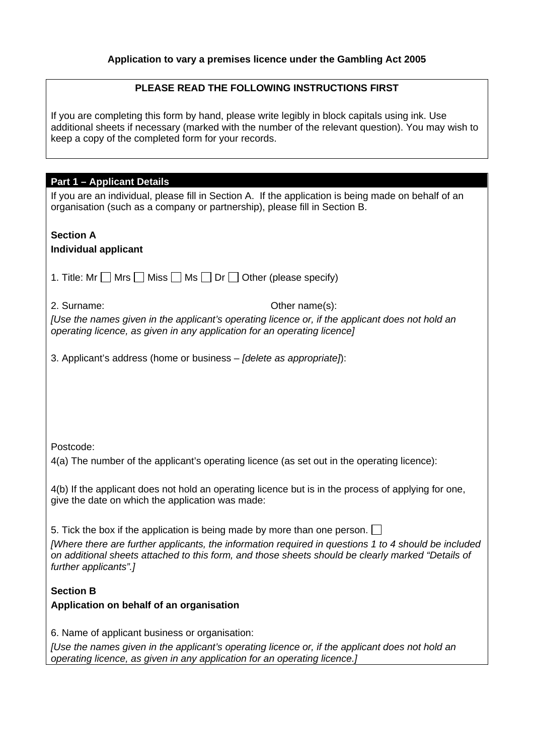# Application to vary a premises licence under the Gambling Act 2005

**PLEASE READ THE FOLLOWING INSTRUCTIONS FIRST**

If you are completing this form by hand, please write legibly in block capitals using ink. Use additional sheets if necessary (marked with the number of the relevant question). You may wish to keep a copy of the completed form for your records.

## Part 1 – Applicant Details

If you are an individual, please fill in Section A. If the application is being made on behalf of an organisation (such as a company or partnership), please fill in Section B.

### Section A
**Individual applicant**

1. Title: Mr ☐ Mrs ☐ Miss ☐ Ms ☐ Dr ☐ Other (please specify)

2. Surname: Other name(s):

*[Use the names given in the applicant's operating licence or, if the applicant does not hold an operating licence, as given in any application for an operating licence]*

3. Applicant's address (home or business – *[delete as appropriate]*):

Postcode:

4(a) The number of the applicant's operating licence (as set out in the operating licence):

4(b) If the applicant does not hold an operating licence but is in the process of applying for one, give the date on which the application was made:

5. Tick the box if the application is being made by more than one person. ☐

*[Where there are further applicants, the information required in questions 1 to 4 should be included on additional sheets attached to this form, and those sheets should be clearly marked "Details of further applicants".]*

### Section B
**Application on behalf of an organisation**

6. Name of applicant business or organisation:

*[Use the names given in the applicant's operating licence or, if the applicant does not hold an operating licence, as given in any application for an operating licence.]*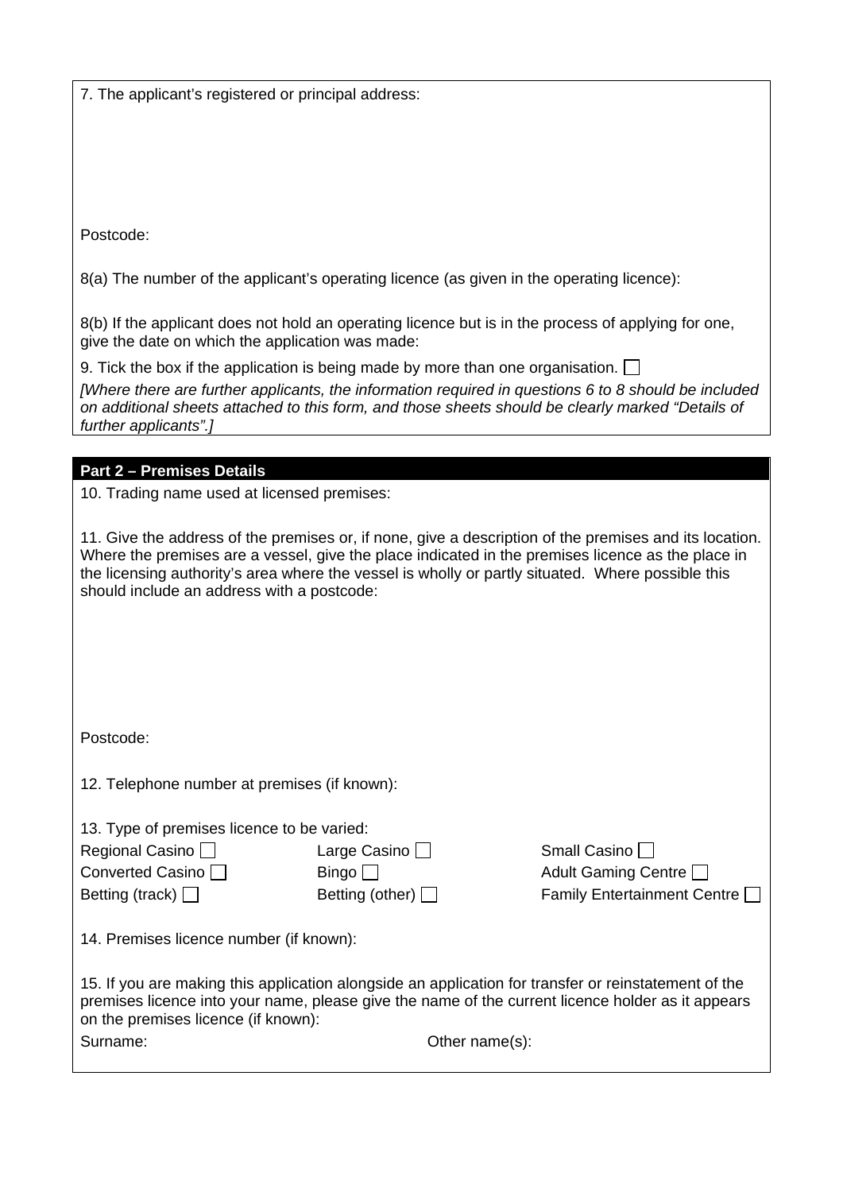7. The applicant's registered or principal address:

Postcode:

8(a) The number of the applicant's operating licence (as given in the operating licence):

8(b) If the applicant does not hold an operating licence but is in the process of applying for one, give the date on which the application was made:

9. Tick the box if the application is being made by more than one organisation. ☐

*[Where there are further applicants, the information required in questions 6 to 8 should be included on additional sheets attached to this form, and those sheets should be clearly marked "Details of further applicants".]*

## Part 2 – Premises Details

10. Trading name used at licensed premises:

11. Give the address of the premises or, if none, give a description of the premises and its location. Where the premises are a vessel, give the place indicated in the premises licence as the place in the licensing authority's area where the vessel is wholly or partly situated. Where possible this should include an address with a postcode:

Postcode:

12. Telephone number at premises (if known):

13. Type of premises licence to be varied:

| | | |
|---|---|---|
| Regional Casino ☐ | Large Casino ☐ | Small Casino ☐ |
| Converted Casino ☐ | Bingo ☐ | Adult Gaming Centre ☐ |
| Betting (track) ☐ | Betting (other) ☐ | Family Entertainment Centre ☐ |

14. Premises licence number (if known):

15. If you are making this application alongside an application for transfer or reinstatement of the premises licence into your name, please give the name of the current licence holder as it appears on the premises licence (if known):

Surname: Other name(s):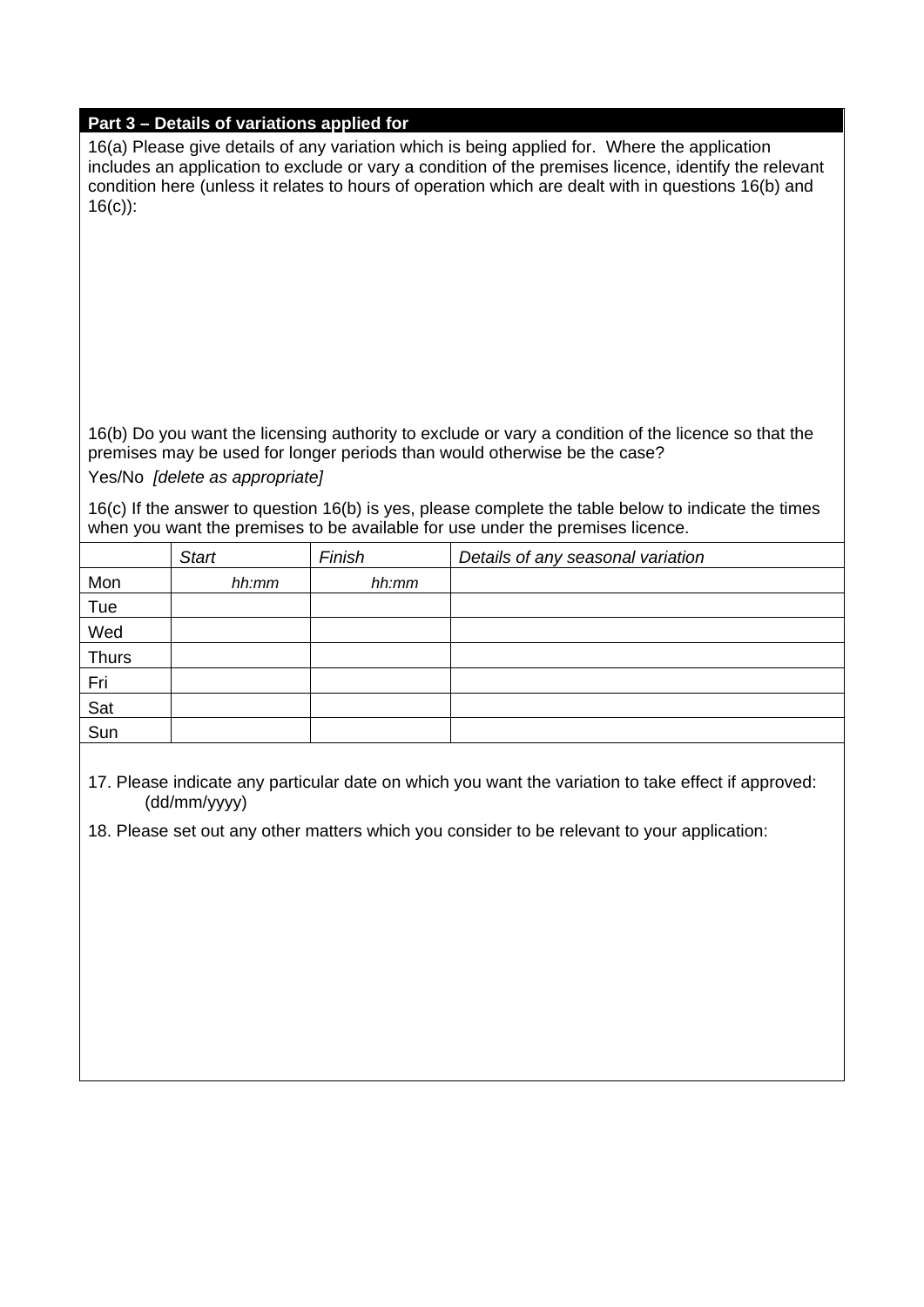## Part 3 – Details of variations applied for

16(a) Please give details of any variation which is being applied for. Where the application includes an application to exclude or vary a condition of the premises licence, identify the relevant condition here (unless it relates to hours of operation which are dealt with in questions 16(b) and 16(c)):

16(b) Do you want the licensing authority to exclude or vary a condition of the licence so that the premises may be used for longer periods than would otherwise be the case?

Yes/No *[delete as appropriate]*

16(c) If the answer to question 16(b) is yes, please complete the table below to indicate the times when you want the premises to be available for use under the premises licence.

| | *Start* | *Finish* | *Details of any seasonal variation* |
|---|---|---|---|
| Mon | *hh:mm* | *hh:mm* | |
| Tue | | | |
| Wed | | | |
| Thurs | | | |
| Fri | | | |
| Sat | | | |
| Sun | | | |

17. Please indicate any particular date on which you want the variation to take effect if approved: (dd/mm/yyyy)

18. Please set out any other matters which you consider to be relevant to your application: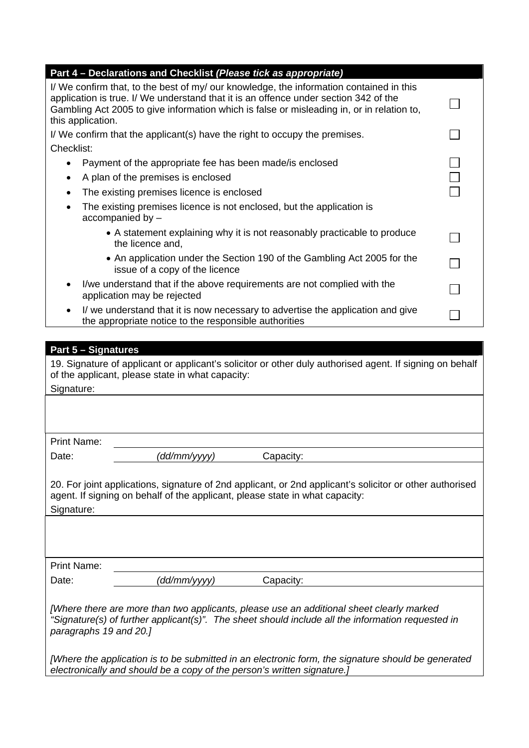## Part 4 – Declarations and Checklist *(Please tick as appropriate)*

I/ We confirm that, to the best of my/ our knowledge, the information contained in this application is true. I/ We understand that it is an offence under section 342 of the Gambling Act 2005 to give information which is false or misleading in, or in relation to, this application. ☐

I/ We confirm that the applicant(s) have the right to occupy the premises. ☐

Checklist:

- Payment of the appropriate fee has been made/is enclosed ☐
- A plan of the premises is enclosed ☐
- The existing premises licence is enclosed ☐
- The existing premises licence is not enclosed, but the application is accompanied by –
  - A statement explaining why it is not reasonably practicable to produce the licence and, ☐
  - An application under the Section 190 of the Gambling Act 2005 for the issue of a copy of the licence ☐
- I/we understand that if the above requirements are not complied with the application may be rejected ☐
- I/ we understand that it is now necessary to advertise the application and give the appropriate notice to the responsible authorities ☐

## Part 5 – Signatures

19. Signature of applicant or applicant's solicitor or other duly authorised agent. If signing on behalf of the applicant, please state in what capacity:

Signature:

Print Name:

Date: *(dd/mm/yyyy)* Capacity:

20. For joint applications, signature of 2nd applicant, or 2nd applicant's solicitor or other authorised agent. If signing on behalf of the applicant, please state in what capacity:

Signature:

Print Name:

Date: *(dd/mm/yyyy)* Capacity:

*[Where there are more than two applicants, please use an additional sheet clearly marked "Signature(s) of further applicant(s)". The sheet should include all the information requested in paragraphs 19 and 20.]*

*[Where the application is to be submitted in an electronic form, the signature should be generated electronically and should be a copy of the person's written signature.]*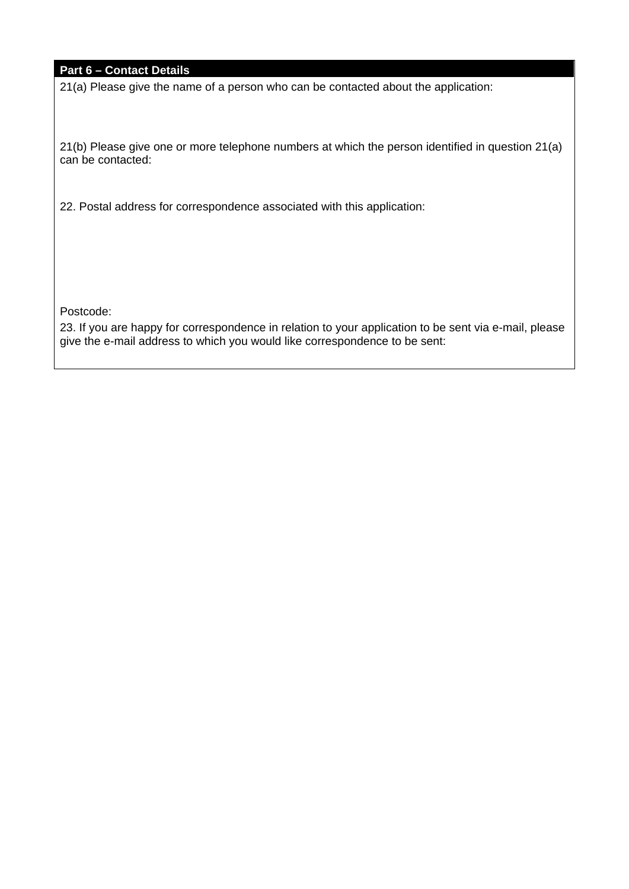## Part 6 – Contact Details

21(a) Please give the name of a person who can be contacted about the application:

21(b) Please give one or more telephone numbers at which the person identified in question 21(a) can be contacted:

22. Postal address for correspondence associated with this application:

Postcode:

23. If you are happy for correspondence in relation to your application to be sent via e-mail, please give the e-mail address to which you would like correspondence to be sent: